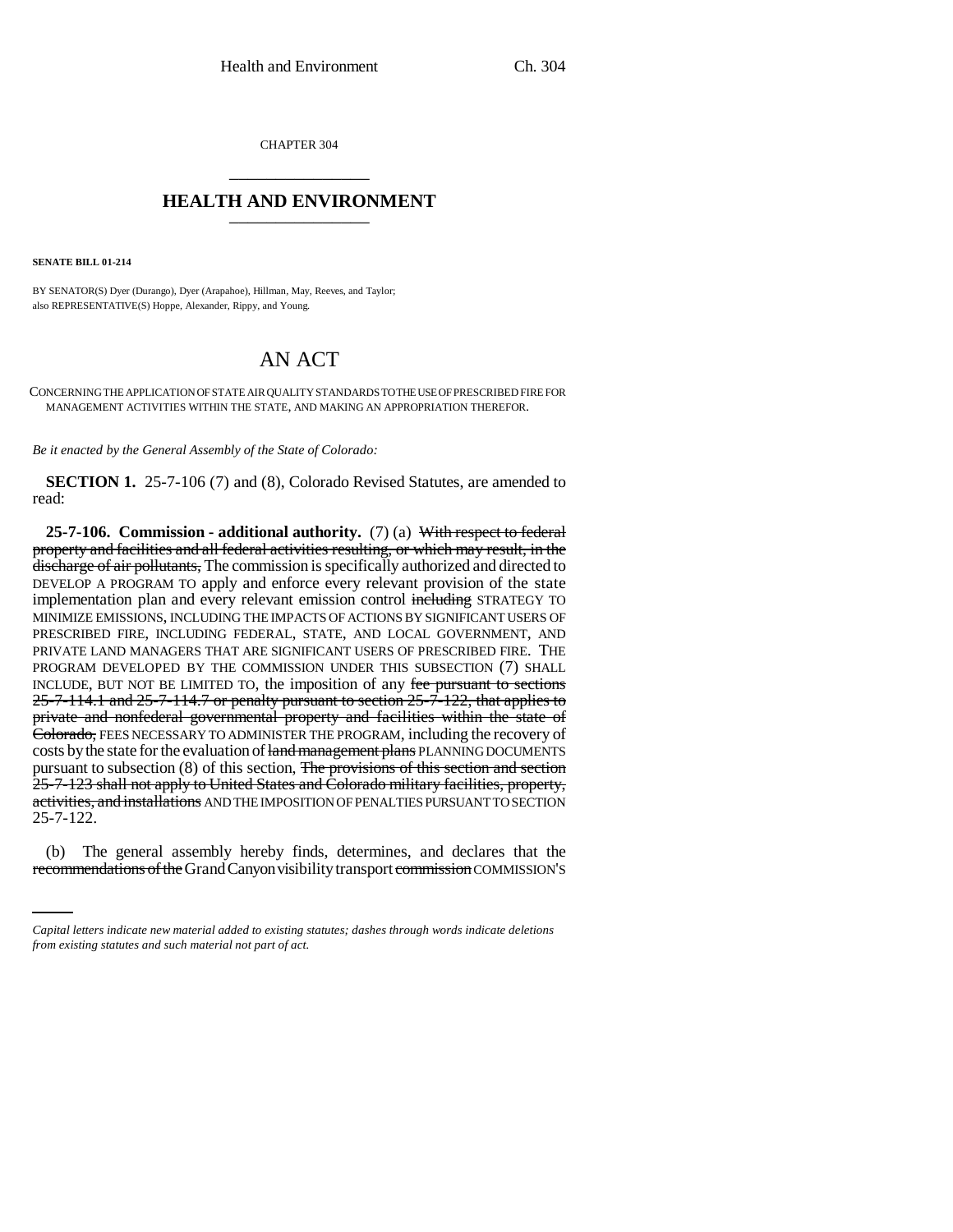CHAPTER 304

## HEALTH AND ENVIRONMENT

**SENATE BILL 01-214**

BY SENATOR(S) Dyer (Durango), Dyer (Arapahoe), Hillman, May, Reeves, and Taylor;
also REPRESENTATIVE(S) Hoppe, Alexander, Rippy, and Young.

# AN ACT

CONCERNING THE APPLICATION OF STATE AIR QUALITY STANDARDS TO THE USE OF PRESCRIBED FIRE FOR MANAGEMENT ACTIVITIES WITHIN THE STATE, AND MAKING AN APPROPRIATION THEREFOR.

*Be it enacted by the General Assembly of the State of Colorado:*

**SECTION 1.** 25-7-106 (7) and (8), Colorado Revised Statutes, are amended to read:

**25-7-106. Commission - additional authority.** (7) (a) ~~With respect to federal property and facilities and all federal activities resulting, or which may result, in the discharge of air pollutants,~~ The commission is specifically authorized and directed to DEVELOP A PROGRAM TO apply and enforce every relevant provision of the state implementation plan and every relevant emission control ~~including~~ STRATEGY TO MINIMIZE EMISSIONS, INCLUDING THE IMPACTS OF ACTIONS BY SIGNIFICANT USERS OF PRESCRIBED FIRE, INCLUDING FEDERAL, STATE, AND LOCAL GOVERNMENT, AND PRIVATE LAND MANAGERS THAT ARE SIGNIFICANT USERS OF PRESCRIBED FIRE. THE PROGRAM DEVELOPED BY THE COMMISSION UNDER THIS SUBSECTION (7) SHALL INCLUDE, BUT NOT BE LIMITED TO, the imposition of any ~~fee pursuant to sections 25-7-114.1 and 25-7-114.7 or penalty pursuant to section 25-7-122, that applies to private and nonfederal governmental property and facilities within the state of Colorado,~~ FEES NECESSARY TO ADMINISTER THE PROGRAM, including the recovery of costs by the state for the evaluation of ~~land management plans~~ PLANNING DOCUMENTS pursuant to subsection (8) of this section, ~~The provisions of this section and section 25-7-123 shall not apply to United States and Colorado military facilities, property, activities, and installations~~ AND THE IMPOSITION OF PENALTIES PURSUANT TO SECTION 25-7-122.

(b) The general assembly hereby finds, determines, and declares that the ~~recommendations of the~~ Grand Canyon visibility transport ~~commission~~ COMMISSION'S

*Capital letters indicate new material added to existing statutes; dashes through words indicate deletions from existing statutes and such material not part of act.*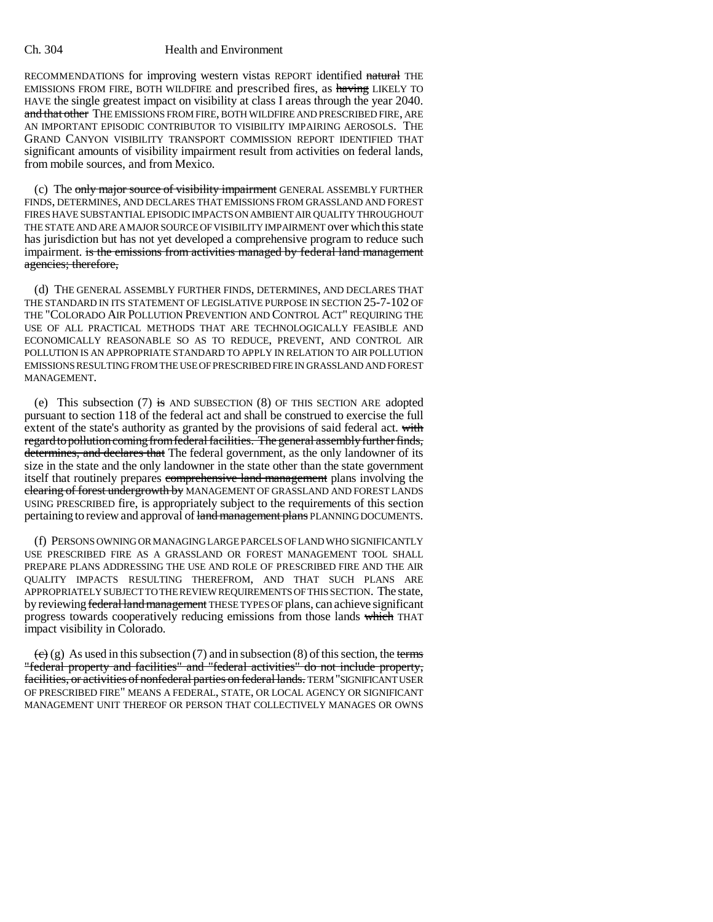RECOMMENDATIONS for improving western vistas REPORT identified ~~natural~~ THE EMISSIONS FROM FIRE, BOTH WILDFIRE and prescribed fires, as ~~having~~ LIKELY TO HAVE the single greatest impact on visibility at class I areas through the year 2040. ~~and that other~~ THE EMISSIONS FROM FIRE, BOTH WILDFIRE AND PRESCRIBED FIRE, ARE AN IMPORTANT EPISODIC CONTRIBUTOR TO VISIBILITY IMPAIRING AEROSOLS. THE GRAND CANYON VISIBILITY TRANSPORT COMMISSION REPORT IDENTIFIED THAT significant amounts of visibility impairment result from activities on federal lands, from mobile sources, and from Mexico.

(c) The ~~only major source of visibility impairment~~ GENERAL ASSEMBLY FURTHER FINDS, DETERMINES, AND DECLARES THAT EMISSIONS FROM GRASSLAND AND FOREST FIRES HAVE SUBSTANTIAL EPISODIC IMPACTS ON AMBIENT AIR QUALITY THROUGHOUT THE STATE AND ARE A MAJOR SOURCE OF VISIBILITY IMPAIRMENT over which this state has jurisdiction but has not yet developed a comprehensive program to reduce such impairment. ~~is the emissions from activities managed by federal land management agencies; therefore,~~

(d) THE GENERAL ASSEMBLY FURTHER FINDS, DETERMINES, AND DECLARES THAT THE STANDARD IN ITS STATEMENT OF LEGISLATIVE PURPOSE IN SECTION 25-7-102 OF THE "COLORADO AIR POLLUTION PREVENTION AND CONTROL ACT" REQUIRING THE USE OF ALL PRACTICAL METHODS THAT ARE TECHNOLOGICALLY FEASIBLE AND ECONOMICALLY REASONABLE SO AS TO REDUCE, PREVENT, AND CONTROL AIR POLLUTION IS AN APPROPRIATE STANDARD TO APPLY IN RELATION TO AIR POLLUTION EMISSIONS RESULTING FROM THE USE OF PRESCRIBED FIRE IN GRASSLAND AND FOREST MANAGEMENT.

(e) This subsection (7) ~~is~~ AND SUBSECTION (8) OF THIS SECTION ARE adopted pursuant to section 118 of the federal act and shall be construed to exercise the full extent of the state's authority as granted by the provisions of said federal act. ~~with regard to pollution coming from federal facilities. The general assembly further finds, determines, and declares that~~ The federal government, as the only landowner of its size in the state and the only landowner in the state other than the state government itself that routinely prepares ~~comprehensive land management~~ plans involving the ~~clearing of forest undergrowth by~~ MANAGEMENT OF GRASSLAND AND FOREST LANDS USING PRESCRIBED fire, is appropriately subject to the requirements of this section pertaining to review and approval of ~~land management plans~~ PLANNING DOCUMENTS.

(f) PERSONS OWNING OR MANAGING LARGE PARCELS OF LAND WHO SIGNIFICANTLY USE PRESCRIBED FIRE AS A GRASSLAND OR FOREST MANAGEMENT TOOL SHALL PREPARE PLANS ADDRESSING THE USE AND ROLE OF PRESCRIBED FIRE AND THE AIR QUALITY IMPACTS RESULTING THEREFROM, AND THAT SUCH PLANS ARE APPROPRIATELY SUBJECT TO THE REVIEW REQUIREMENTS OF THIS SECTION. The state, by reviewing ~~federal land management~~ THESE TYPES OF plans, can achieve significant progress towards cooperatively reducing emissions from those lands ~~which~~ THAT impact visibility in Colorado.

~~(c)~~ (g) As used in this subsection (7) and in subsection (8) of this section, the ~~terms "federal property and facilities" and "federal activities" do not include property, facilities, or activities of nonfederal parties on federal lands.~~ TERM "SIGNIFICANT USER OF PRESCRIBED FIRE" MEANS A FEDERAL, STATE, OR LOCAL AGENCY OR SIGNIFICANT MANAGEMENT UNIT THEREOF OR PERSON THAT COLLECTIVELY MANAGES OR OWNS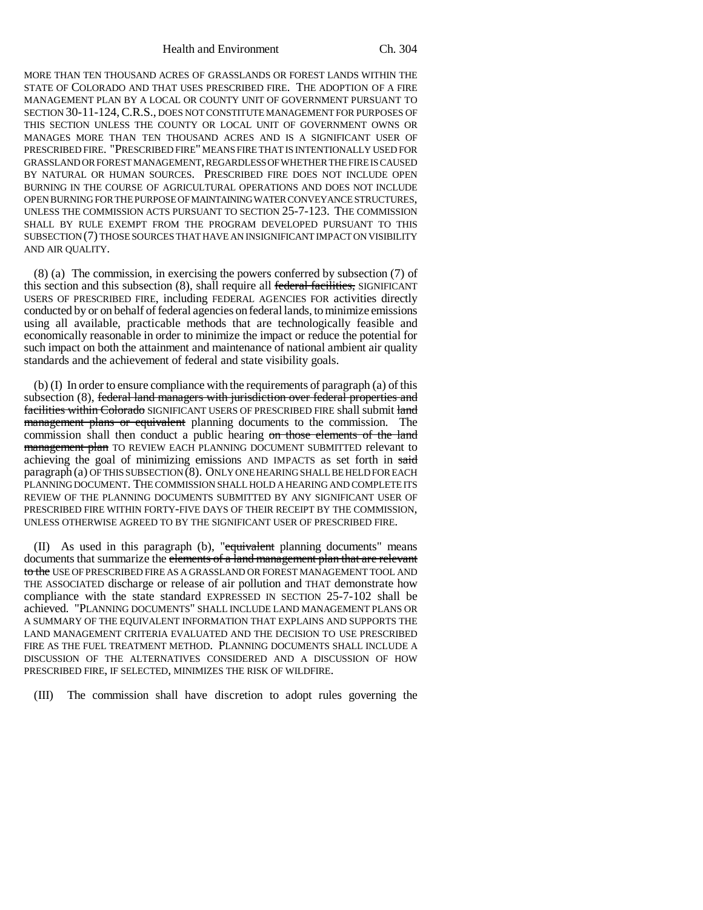MORE THAN TEN THOUSAND ACRES OF GRASSLANDS OR FOREST LANDS WITHIN THE STATE OF COLORADO AND THAT USES PRESCRIBED FIRE. THE ADOPTION OF A FIRE MANAGEMENT PLAN BY A LOCAL OR COUNTY UNIT OF GOVERNMENT PURSUANT TO SECTION 30-11-124, C.R.S., DOES NOT CONSTITUTE MANAGEMENT FOR PURPOSES OF THIS SECTION UNLESS THE COUNTY OR LOCAL UNIT OF GOVERNMENT OWNS OR MANAGES MORE THAN TEN THOUSAND ACRES AND IS A SIGNIFICANT USER OF PRESCRIBED FIRE. "PRESCRIBED FIRE" MEANS FIRE THAT IS INTENTIONALLY USED FOR GRASSLAND OR FOREST MANAGEMENT, REGARDLESS OF WHETHER THE FIRE IS CAUSED BY NATURAL OR HUMAN SOURCES. PRESCRIBED FIRE DOES NOT INCLUDE OPEN BURNING IN THE COURSE OF AGRICULTURAL OPERATIONS AND DOES NOT INCLUDE OPEN BURNING FOR THE PURPOSE OF MAINTAINING WATER CONVEYANCE STRUCTURES, UNLESS THE COMMISSION ACTS PURSUANT TO SECTION 25-7-123. THE COMMISSION SHALL BY RULE EXEMPT FROM THE PROGRAM DEVELOPED PURSUANT TO THIS SUBSECTION (7) THOSE SOURCES THAT HAVE AN INSIGNIFICANT IMPACT ON VISIBILITY AND AIR QUALITY.

(8) (a) The commission, in exercising the powers conferred by subsection (7) of this section and this subsection (8), shall require all ~~federal facilities,~~ SIGNIFICANT USERS OF PRESCRIBED FIRE, including FEDERAL AGENCIES FOR activities directly conducted by or on behalf of federal agencies on federal lands, to minimize emissions using all available, practicable methods that are technologically feasible and economically reasonable in order to minimize the impact or reduce the potential for such impact on both the attainment and maintenance of national ambient air quality standards and the achievement of federal and state visibility goals.

(b) (I) In order to ensure compliance with the requirements of paragraph (a) of this subsection (8), ~~federal land managers with jurisdiction over federal properties and facilities within Colorado~~ SIGNIFICANT USERS OF PRESCRIBED FIRE shall submit ~~land management plans or equivalent~~ planning documents to the commission. The commission shall then conduct a public hearing ~~on those elements of the land management plan~~ TO REVIEW EACH PLANNING DOCUMENT SUBMITTED relevant to achieving the goal of minimizing emissions AND IMPACTS as set forth in ~~said~~ paragraph (a) OF THIS SUBSECTION (8). ONLY ONE HEARING SHALL BE HELD FOR EACH PLANNING DOCUMENT. THE COMMISSION SHALL HOLD A HEARING AND COMPLETE ITS REVIEW OF THE PLANNING DOCUMENTS SUBMITTED BY ANY SIGNIFICANT USER OF PRESCRIBED FIRE WITHIN FORTY-FIVE DAYS OF THEIR RECEIPT BY THE COMMISSION, UNLESS OTHERWISE AGREED TO BY THE SIGNIFICANT USER OF PRESCRIBED FIRE.

(II) As used in this paragraph (b), "~~equivalent~~ planning documents" means documents that summarize the ~~elements of a land management plan that are relevant to the~~ USE OF PRESCRIBED FIRE AS A GRASSLAND OR FOREST MANAGEMENT TOOL AND THE ASSOCIATED discharge or release of air pollution and THAT demonstrate how compliance with the state standard EXPRESSED IN SECTION 25-7-102 shall be achieved. "PLANNING DOCUMENTS" SHALL INCLUDE LAND MANAGEMENT PLANS OR A SUMMARY OF THE EQUIVALENT INFORMATION THAT EXPLAINS AND SUPPORTS THE LAND MANAGEMENT CRITERIA EVALUATED AND THE DECISION TO USE PRESCRIBED FIRE AS THE FUEL TREATMENT METHOD. PLANNING DOCUMENTS SHALL INCLUDE A DISCUSSION OF THE ALTERNATIVES CONSIDERED AND A DISCUSSION OF HOW PRESCRIBED FIRE, IF SELECTED, MINIMIZES THE RISK OF WILDFIRE.

(III) The commission shall have discretion to adopt rules governing the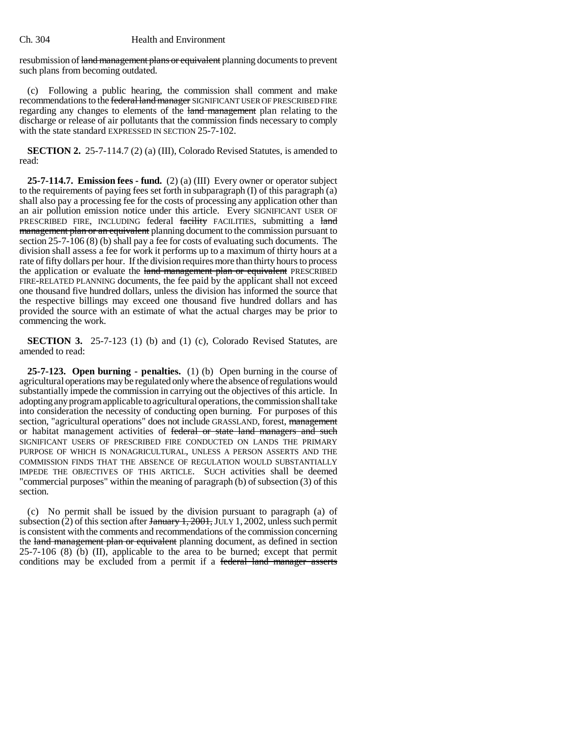resubmission of ~~land management plans or equivalent~~ planning documents to prevent such plans from becoming outdated.

(c) Following a public hearing, the commission shall comment and make recommendations to the ~~federal land manager~~ SIGNIFICANT USER OF PRESCRIBED FIRE regarding any changes to elements of the ~~land management~~ plan relating to the discharge or release of air pollutants that the commission finds necessary to comply with the state standard EXPRESSED IN SECTION 25-7-102.

**SECTION 2.** 25-7-114.7 (2) (a) (III), Colorado Revised Statutes, is amended to read:

**25-7-114.7. Emission fees - fund.** (2) (a) (III) Every owner or operator subject to the requirements of paying fees set forth in subparagraph (I) of this paragraph (a) shall also pay a processing fee for the costs of processing any application other than an air pollution emission notice under this article. Every SIGNIFICANT USER OF PRESCRIBED FIRE, INCLUDING federal ~~facility~~ FACILITIES, submitting a ~~land management plan or an equivalent~~ planning document to the commission pursuant to section 25-7-106 (8) (b) shall pay a fee for costs of evaluating such documents. The division shall assess a fee for work it performs up to a maximum of thirty hours at a rate of fifty dollars per hour. If the division requires more than thirty hours to process the application or evaluate the ~~land management plan or equivalent~~ PRESCRIBED FIRE-RELATED PLANNING documents, the fee paid by the applicant shall not exceed one thousand five hundred dollars, unless the division has informed the source that the respective billings may exceed one thousand five hundred dollars and has provided the source with an estimate of what the actual charges may be prior to commencing the work.

**SECTION 3.** 25-7-123 (1) (b) and (1) (c), Colorado Revised Statutes, are amended to read:

**25-7-123. Open burning - penalties.** (1) (b) Open burning in the course of agricultural operations may be regulated only where the absence of regulations would substantially impede the commission in carrying out the objectives of this article. In adopting any program applicable to agricultural operations, the commission shall take into consideration the necessity of conducting open burning. For purposes of this section, "agricultural operations" does not include GRASSLAND, forest, ~~management~~ or habitat management activities of ~~federal or state land managers and such~~ SIGNIFICANT USERS OF PRESCRIBED FIRE CONDUCTED ON LANDS THE PRIMARY PURPOSE OF WHICH IS NONAGRICULTURAL, UNLESS A PERSON ASSERTS AND THE COMMISSION FINDS THAT THE ABSENCE OF REGULATION WOULD SUBSTANTIALLY IMPEDE THE OBJECTIVES OF THIS ARTICLE. SUCH activities shall be deemed "commercial purposes" within the meaning of paragraph (b) of subsection (3) of this section.

(c) No permit shall be issued by the division pursuant to paragraph (a) of subsection (2) of this section after ~~January 1, 2001,~~ JULY 1, 2002, unless such permit is consistent with the comments and recommendations of the commission concerning the ~~land management plan or equivalent~~ planning document, as defined in section 25-7-106 (8) (b) (II), applicable to the area to be burned; except that permit conditions may be excluded from a permit if a ~~federal land manager asserts~~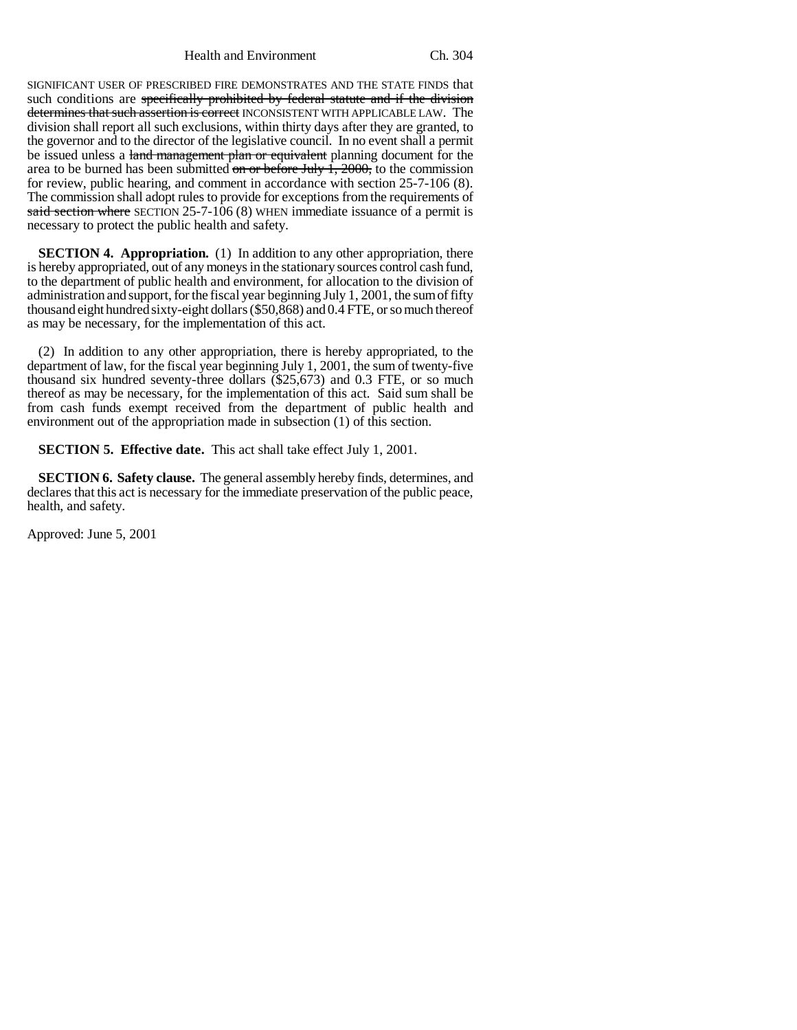SIGNIFICANT USER OF PRESCRIBED FIRE DEMONSTRATES AND THE STATE FINDS that such conditions are ~~specifically prohibited by federal statute and if the division determines that such assertion is correct~~ INCONSISTENT WITH APPLICABLE LAW. The division shall report all such exclusions, within thirty days after they are granted, to the governor and to the director of the legislative council. In no event shall a permit be issued unless a ~~land management plan or equivalent~~ planning document for the area to be burned has been submitted ~~on or before July 1, 2000,~~ to the commission for review, public hearing, and comment in accordance with section 25-7-106 (8). The commission shall adopt rules to provide for exceptions from the requirements of ~~said section where~~ SECTION 25-7-106 (8) WHEN immediate issuance of a permit is necessary to protect the public health and safety.

**SECTION 4. Appropriation.** (1) In addition to any other appropriation, there is hereby appropriated, out of any moneys in the stationary sources control cash fund, to the department of public health and environment, for allocation to the division of administration and support, for the fiscal year beginning July 1, 2001, the sum of fifty thousand eight hundred sixty-eight dollars ($50,868) and 0.4 FTE, or so much thereof as may be necessary, for the implementation of this act.

(2) In addition to any other appropriation, there is hereby appropriated, to the department of law, for the fiscal year beginning July 1, 2001, the sum of twenty-five thousand six hundred seventy-three dollars ($25,673) and 0.3 FTE, or so much thereof as may be necessary, for the implementation of this act. Said sum shall be from cash funds exempt received from the department of public health and environment out of the appropriation made in subsection (1) of this section.

**SECTION 5. Effective date.** This act shall take effect July 1, 2001.

**SECTION 6. Safety clause.** The general assembly hereby finds, determines, and declares that this act is necessary for the immediate preservation of the public peace, health, and safety.

Approved: June 5, 2001